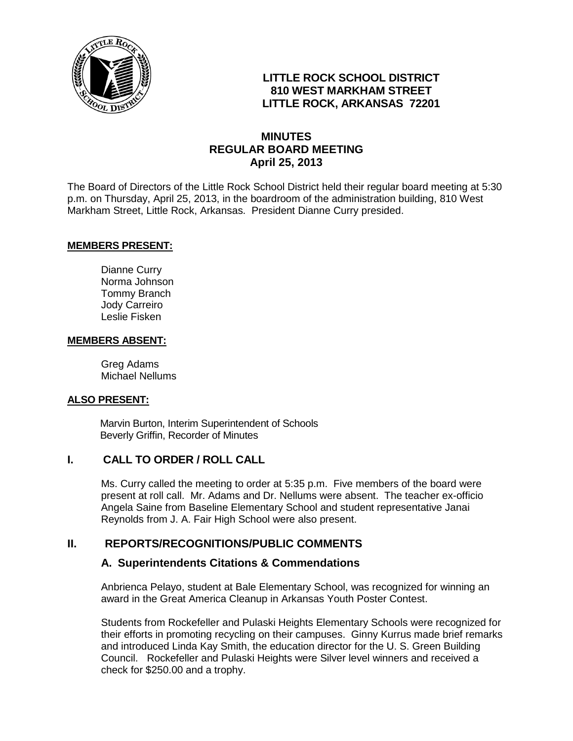# LITTLE ROCK SCHOOL DISTRICT
**810 WEST MARKHAM STREET**
**LITTLE ROCK, ARKANSAS 72201**

## MINUTES
## REGULAR BOARD MEETING
## April 25, 2013

The Board of Directors of the Little Rock School District held their regular board meeting at 5:30 p.m. on Thursday, April 25, 2013, in the boardroom of the administration building, 810 West Markham Street, Little Rock, Arkansas. President Dianne Curry presided.

**MEMBERS PRESENT:**

Dianne Curry
Norma Johnson
Tommy Branch
Jody Carreiro
Leslie Fisken

**MEMBERS ABSENT:**

Greg Adams
Michael Nellums

**ALSO PRESENT:**

Marvin Burton, Interim Superintendent of Schools
Beverly Griffin, Recorder of Minutes

## I. CALL TO ORDER / ROLL CALL

Ms. Curry called the meeting to order at 5:35 p.m. Five members of the board were present at roll call. Mr. Adams and Dr. Nellums were absent. The teacher ex-officio Angela Saine from Baseline Elementary School and student representative Janai Reynolds from J. A. Fair High School were also present.

## II. REPORTS/RECOGNITIONS/PUBLIC COMMENTS

### A. Superintendents Citations & Commendations

Anbrienca Pelayo, student at Bale Elementary School, was recognized for winning an award in the Great America Cleanup in Arkansas Youth Poster Contest.

Students from Rockefeller and Pulaski Heights Elementary Schools were recognized for their efforts in promoting recycling on their campuses. Ginny Kurrus made brief remarks and introduced Linda Kay Smith, the education director for the U. S. Green Building Council. Rockefeller and Pulaski Heights were Silver level winners and received a check for $250.00 and a trophy.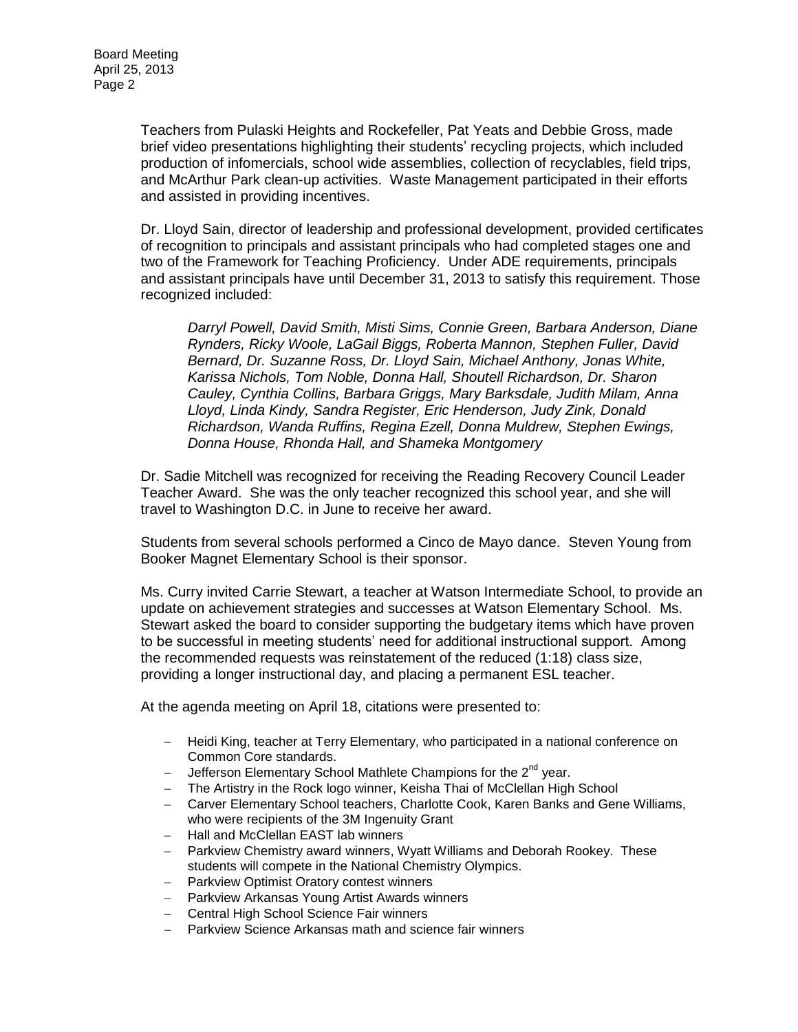Teachers from Pulaski Heights and Rockefeller, Pat Yeats and Debbie Gross, made brief video presentations highlighting their students' recycling projects, which included production of infomercials, school wide assemblies, collection of recyclables, field trips, and McArthur Park clean-up activities. Waste Management participated in their efforts and assisted in providing incentives.

Dr. Lloyd Sain, director of leadership and professional development, provided certificates of recognition to principals and assistant principals who had completed stages one and two of the Framework for Teaching Proficiency. Under ADE requirements, principals and assistant principals have until December 31, 2013 to satisfy this requirement. Those recognized included:

> *Darryl Powell, David Smith, Misti Sims, Connie Green, Barbara Anderson, Diane Rynders, Ricky Woole, LaGail Biggs, Roberta Mannon, Stephen Fuller, David Bernard, Dr. Suzanne Ross, Dr. Lloyd Sain, Michael Anthony, Jonas White, Karissa Nichols, Tom Noble, Donna Hall, Shoutell Richardson, Dr. Sharon Cauley, Cynthia Collins, Barbara Griggs, Mary Barksdale, Judith Milam, Anna Lloyd, Linda Kindy, Sandra Register, Eric Henderson, Judy Zink, Donald Richardson, Wanda Ruffins, Regina Ezell, Donna Muldrew, Stephen Ewings, Donna House, Rhonda Hall, and Shameka Montgomery*

Dr. Sadie Mitchell was recognized for receiving the Reading Recovery Council Leader Teacher Award. She was the only teacher recognized this school year, and she will travel to Washington D.C. in June to receive her award.

Students from several schools performed a Cinco de Mayo dance. Steven Young from Booker Magnet Elementary School is their sponsor.

Ms. Curry invited Carrie Stewart, a teacher at Watson Intermediate School, to provide an update on achievement strategies and successes at Watson Elementary School. Ms. Stewart asked the board to consider supporting the budgetary items which have proven to be successful in meeting students' need for additional instructional support. Among the recommended requests was reinstatement of the reduced (1:18) class size, providing a longer instructional day, and placing a permanent ESL teacher.

At the agenda meeting on April 18, citations were presented to:

- Heidi King, teacher at Terry Elementary, who participated in a national conference on Common Core standards.
- Jefferson Elementary School Mathlete Champions for the 2nd year.
- The Artistry in the Rock logo winner, Keisha Thai of McClellan High School
- Carver Elementary School teachers, Charlotte Cook, Karen Banks and Gene Williams, who were recipients of the 3M Ingenuity Grant
- Hall and McClellan EAST lab winners
- Parkview Chemistry award winners, Wyatt Williams and Deborah Rookey. These students will compete in the National Chemistry Olympics.
- Parkview Optimist Oratory contest winners
- Parkview Arkansas Young Artist Awards winners
- Central High School Science Fair winners
- Parkview Science Arkansas math and science fair winners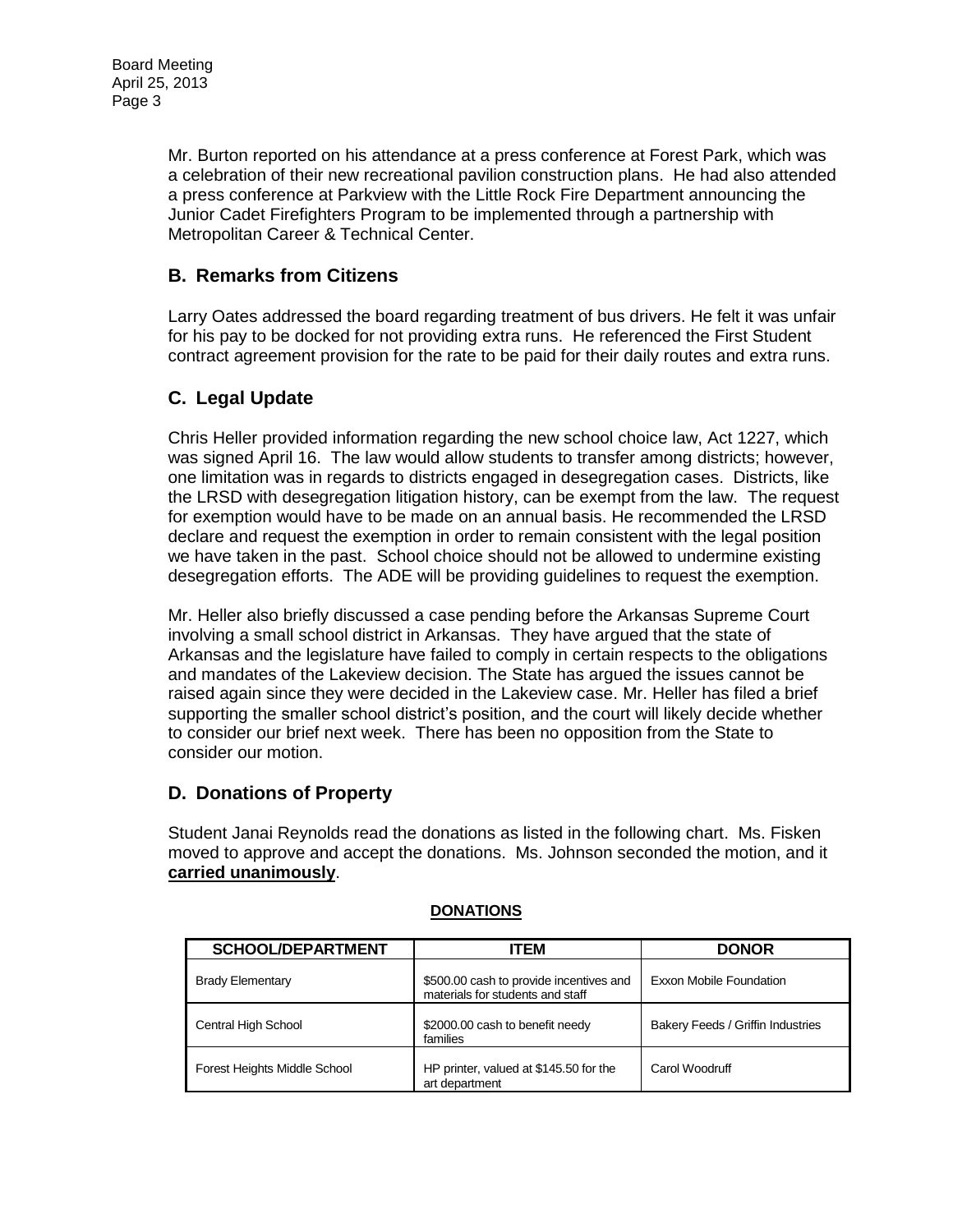Mr. Burton reported on his attendance at a press conference at Forest Park, which was a celebration of their new recreational pavilion construction plans. He had also attended a press conference at Parkview with the Little Rock Fire Department announcing the Junior Cadet Firefighters Program to be implemented through a partnership with Metropolitan Career & Technical Center.

## B. Remarks from Citizens

Larry Oates addressed the board regarding treatment of bus drivers. He felt it was unfair for his pay to be docked for not providing extra runs. He referenced the First Student contract agreement provision for the rate to be paid for their daily routes and extra runs.

## C. Legal Update

Chris Heller provided information regarding the new school choice law, Act 1227, which was signed April 16. The law would allow students to transfer among districts; however, one limitation was in regards to districts engaged in desegregation cases. Districts, like the LRSD with desegregation litigation history, can be exempt from the law. The request for exemption would have to be made on an annual basis. He recommended the LRSD declare and request the exemption in order to remain consistent with the legal position we have taken in the past. School choice should not be allowed to undermine existing desegregation efforts. The ADE will be providing guidelines to request the exemption.

Mr. Heller also briefly discussed a case pending before the Arkansas Supreme Court involving a small school district in Arkansas. They have argued that the state of Arkansas and the legislature have failed to comply in certain respects to the obligations and mandates of the Lakeview decision. The State has argued the issues cannot be raised again since they were decided in the Lakeview case. Mr. Heller has filed a brief supporting the smaller school district's position, and the court will likely decide whether to consider our brief next week. There has been no opposition from the State to consider our motion.

## D. Donations of Property

Student Janai Reynolds read the donations as listed in the following chart. Ms. Fisken moved to approve and accept the donations. Ms. Johnson seconded the motion, and it **carried unanimously**.

**DONATIONS**

| SCHOOL/DEPARTMENT | ITEM | DONOR |
|---|---|---|
| Brady Elementary | $500.00 cash to provide incentives and materials for students and staff | Exxon Mobile Foundation |
| Central High School | $2000.00 cash to benefit needy families | Bakery Feeds / Griffin Industries |
| Forest Heights Middle School | HP printer, valued at $145.50 for the art department | Carol Woodruff |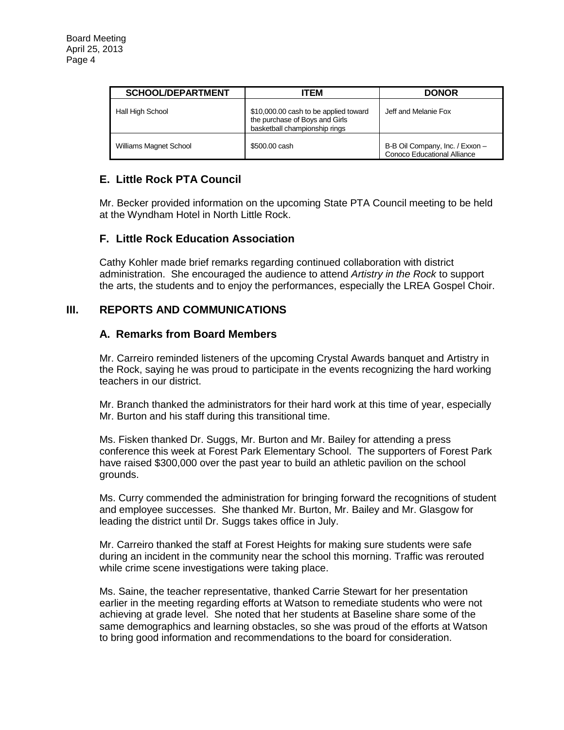| SCHOOL/DEPARTMENT | ITEM | DONOR |
|---|---|---|
| Hall High School | $10,000.00 cash to be applied toward the purchase of Boys and Girls basketball championship rings | Jeff and Melanie Fox |
| Williams Magnet School | $500.00 cash | B-B Oil Company, Inc. / Exxon – Conoco Educational Alliance |

### E. Little Rock PTA Council

Mr. Becker provided information on the upcoming State PTA Council meeting to be held at the Wyndham Hotel in North Little Rock.

### F. Little Rock Education Association

Cathy Kohler made brief remarks regarding continued collaboration with district administration. She encouraged the audience to attend *Artistry in the Rock* to support the arts, the students and to enjoy the performances, especially the LREA Gospel Choir.

## III. REPORTS AND COMMUNICATIONS

### A. Remarks from Board Members

Mr. Carreiro reminded listeners of the upcoming Crystal Awards banquet and Artistry in the Rock, saying he was proud to participate in the events recognizing the hard working teachers in our district.

Mr. Branch thanked the administrators for their hard work at this time of year, especially Mr. Burton and his staff during this transitional time.

Ms. Fisken thanked Dr. Suggs, Mr. Burton and Mr. Bailey for attending a press conference this week at Forest Park Elementary School. The supporters of Forest Park have raised $300,000 over the past year to build an athletic pavilion on the school grounds.

Ms. Curry commended the administration for bringing forward the recognitions of student and employee successes. She thanked Mr. Burton, Mr. Bailey and Mr. Glasgow for leading the district until Dr. Suggs takes office in July.

Mr. Carreiro thanked the staff at Forest Heights for making sure students were safe during an incident in the community near the school this morning. Traffic was rerouted while crime scene investigations were taking place.

Ms. Saine, the teacher representative, thanked Carrie Stewart for her presentation earlier in the meeting regarding efforts at Watson to remediate students who were not achieving at grade level. She noted that her students at Baseline share some of the same demographics and learning obstacles, so she was proud of the efforts at Watson to bring good information and recommendations to the board for consideration.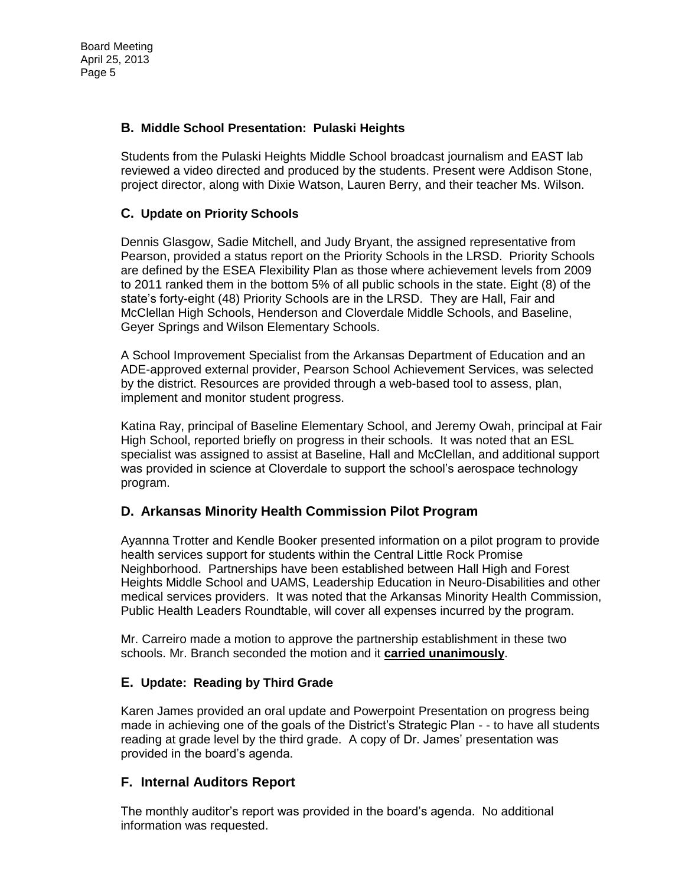### B. Middle School Presentation: Pulaski Heights

Students from the Pulaski Heights Middle School broadcast journalism and EAST lab reviewed a video directed and produced by the students. Present were Addison Stone, project director, along with Dixie Watson, Lauren Berry, and their teacher Ms. Wilson.

### C. Update on Priority Schools

Dennis Glasgow, Sadie Mitchell, and Judy Bryant, the assigned representative from Pearson, provided a status report on the Priority Schools in the LRSD. Priority Schools are defined by the ESEA Flexibility Plan as those where achievement levels from 2009 to 2011 ranked them in the bottom 5% of all public schools in the state. Eight (8) of the state's forty-eight (48) Priority Schools are in the LRSD. They are Hall, Fair and McClellan High Schools, Henderson and Cloverdale Middle Schools, and Baseline, Geyer Springs and Wilson Elementary Schools.

A School Improvement Specialist from the Arkansas Department of Education and an ADE-approved external provider, Pearson School Achievement Services, was selected by the district. Resources are provided through a web-based tool to assess, plan, implement and monitor student progress.

Katina Ray, principal of Baseline Elementary School, and Jeremy Owah, principal at Fair High School, reported briefly on progress in their schools. It was noted that an ESL specialist was assigned to assist at Baseline, Hall and McClellan, and additional support was provided in science at Cloverdale to support the school's aerospace technology program.

### D. Arkansas Minority Health Commission Pilot Program

Ayannna Trotter and Kendle Booker presented information on a pilot program to provide health services support for students within the Central Little Rock Promise Neighborhood. Partnerships have been established between Hall High and Forest Heights Middle School and UAMS, Leadership Education in Neuro-Disabilities and other medical services providers. It was noted that the Arkansas Minority Health Commission, Public Health Leaders Roundtable, will cover all expenses incurred by the program.

Mr. Carreiro made a motion to approve the partnership establishment in these two schools. Mr. Branch seconded the motion and it **carried unanimously**.

### E. Update: Reading by Third Grade

Karen James provided an oral update and Powerpoint Presentation on progress being made in achieving one of the goals of the District's Strategic Plan - - to have all students reading at grade level by the third grade. A copy of Dr. James' presentation was provided in the board's agenda.

### F. Internal Auditors Report

The monthly auditor's report was provided in the board's agenda. No additional information was requested.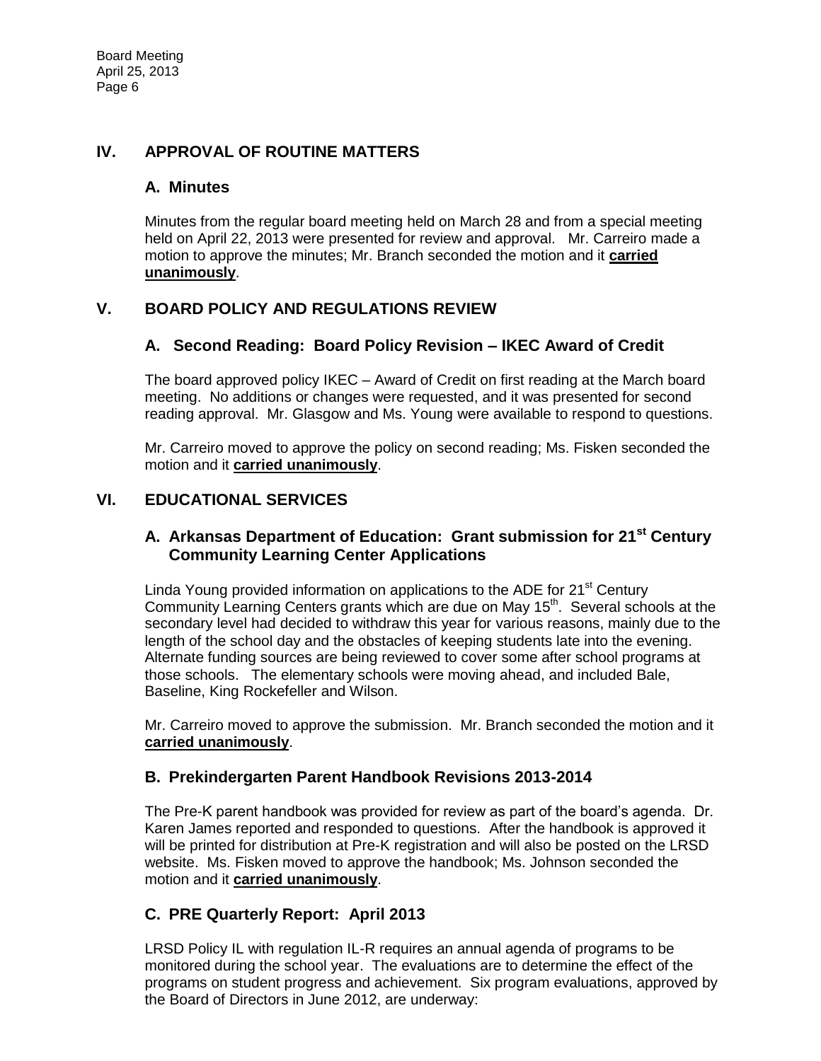## IV. APPROVAL OF ROUTINE MATTERS

### A. Minutes

Minutes from the regular board meeting held on March 28 and from a special meeting held on April 22, 2013 were presented for review and approval. Mr. Carreiro made a motion to approve the minutes; Mr. Branch seconded the motion and it **carried unanimously**.

## V. BOARD POLICY AND REGULATIONS REVIEW

### A. Second Reading: Board Policy Revision – IKEC Award of Credit

The board approved policy IKEC – Award of Credit on first reading at the March board meeting. No additions or changes were requested, and it was presented for second reading approval. Mr. Glasgow and Ms. Young were available to respond to questions.

Mr. Carreiro moved to approve the policy on second reading; Ms. Fisken seconded the motion and it **carried unanimously**.

## VI. EDUCATIONAL SERVICES

### A. Arkansas Department of Education: Grant submission for 21st Century Community Learning Center Applications

Linda Young provided information on applications to the ADE for 21st Century Community Learning Centers grants which are due on May 15th. Several schools at the secondary level had decided to withdraw this year for various reasons, mainly due to the length of the school day and the obstacles of keeping students late into the evening. Alternate funding sources are being reviewed to cover some after school programs at those schools. The elementary schools were moving ahead, and included Bale, Baseline, King Rockefeller and Wilson.

Mr. Carreiro moved to approve the submission. Mr. Branch seconded the motion and it **carried unanimously**.

### B. Prekindergarten Parent Handbook Revisions 2013-2014

The Pre-K parent handbook was provided for review as part of the board's agenda. Dr. Karen James reported and responded to questions. After the handbook is approved it will be printed for distribution at Pre-K registration and will also be posted on the LRSD website. Ms. Fisken moved to approve the handbook; Ms. Johnson seconded the motion and it **carried unanimously**.

### C. PRE Quarterly Report: April 2013

LRSD Policy IL with regulation IL-R requires an annual agenda of programs to be monitored during the school year. The evaluations are to determine the effect of the programs on student progress and achievement. Six program evaluations, approved by the Board of Directors in June 2012, are underway: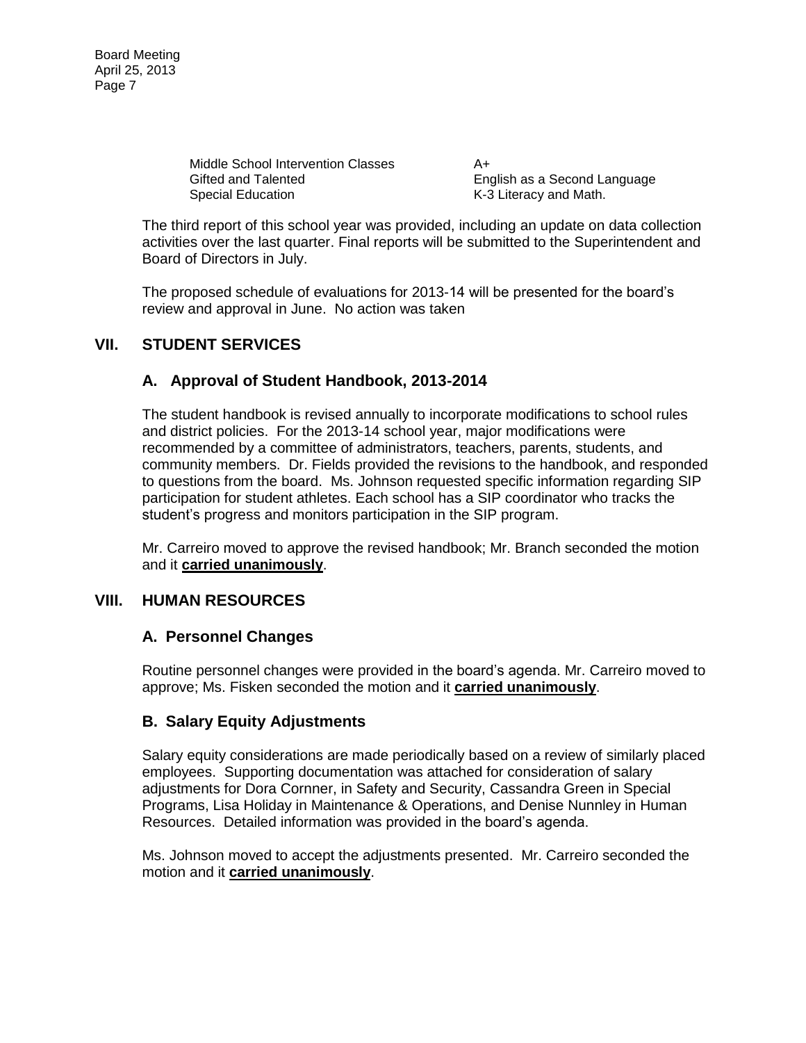| | |
|---|---|
| Middle School Intervention Classes | A+ |
| Gifted and Talented | English as a Second Language |
| Special Education | K-3 Literacy and Math. |

The third report of this school year was provided, including an update on data collection activities over the last quarter. Final reports will be submitted to the Superintendent and Board of Directors in July.

The proposed schedule of evaluations for 2013-14 will be presented for the board's review and approval in June. No action was taken

## VII. STUDENT SERVICES

### A. Approval of Student Handbook, 2013-2014

The student handbook is revised annually to incorporate modifications to school rules and district policies. For the 2013-14 school year, major modifications were recommended by a committee of administrators, teachers, parents, students, and community members. Dr. Fields provided the revisions to the handbook, and responded to questions from the board. Ms. Johnson requested specific information regarding SIP participation for student athletes. Each school has a SIP coordinator who tracks the student's progress and monitors participation in the SIP program.

Mr. Carreiro moved to approve the revised handbook; Mr. Branch seconded the motion and it **carried unanimously**.

## VIII. HUMAN RESOURCES

### A. Personnel Changes

Routine personnel changes were provided in the board's agenda. Mr. Carreiro moved to approve; Ms. Fisken seconded the motion and it **carried unanimously**.

### B. Salary Equity Adjustments

Salary equity considerations are made periodically based on a review of similarly placed employees. Supporting documentation was attached for consideration of salary adjustments for Dora Cornner, in Safety and Security, Cassandra Green in Special Programs, Lisa Holiday in Maintenance & Operations, and Denise Nunnley in Human Resources. Detailed information was provided in the board's agenda.

Ms. Johnson moved to accept the adjustments presented. Mr. Carreiro seconded the motion and it **carried unanimously**.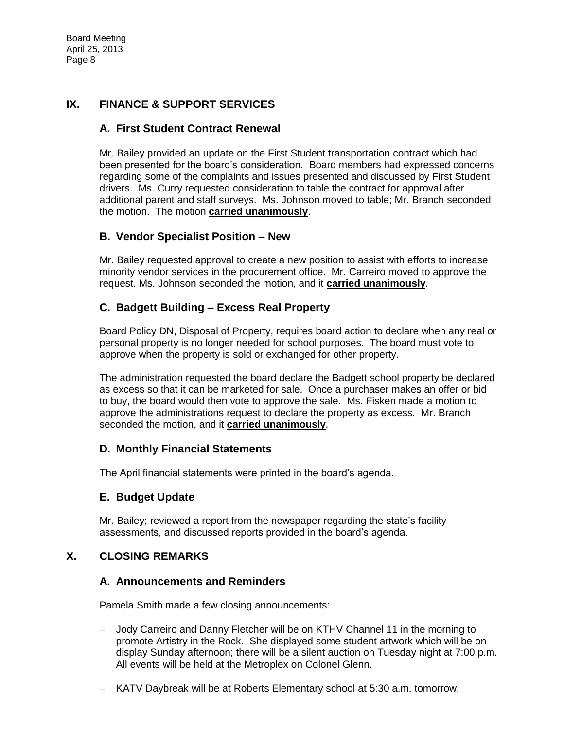## IX. FINANCE & SUPPORT SERVICES

### A. First Student Contract Renewal

Mr. Bailey provided an update on the First Student transportation contract which had been presented for the board's consideration. Board members had expressed concerns regarding some of the complaints and issues presented and discussed by First Student drivers. Ms. Curry requested consideration to table the contract for approval after additional parent and staff surveys. Ms. Johnson moved to table; Mr. Branch seconded the motion. The motion **carried unanimously**.

### B. Vendor Specialist Position – New

Mr. Bailey requested approval to create a new position to assist with efforts to increase minority vendor services in the procurement office. Mr. Carreiro moved to approve the request. Ms. Johnson seconded the motion, and it **carried unanimously**.

### C. Badgett Building – Excess Real Property

Board Policy DN, Disposal of Property, requires board action to declare when any real or personal property is no longer needed for school purposes. The board must vote to approve when the property is sold or exchanged for other property.

The administration requested the board declare the Badgett school property be declared as excess so that it can be marketed for sale. Once a purchaser makes an offer or bid to buy, the board would then vote to approve the sale. Ms. Fisken made a motion to approve the administrations request to declare the property as excess. Mr. Branch seconded the motion, and it **carried unanimously**.

### D. Monthly Financial Statements

The April financial statements were printed in the board's agenda.

### E. Budget Update

Mr. Bailey; reviewed a report from the newspaper regarding the state's facility assessments, and discussed reports provided in the board's agenda.

## X. CLOSING REMARKS

### A. Announcements and Reminders

Pamela Smith made a few closing announcements:

- Jody Carreiro and Danny Fletcher will be on KTHV Channel 11 in the morning to promote Artistry in the Rock. She displayed some student artwork which will be on display Sunday afternoon; there will be a silent auction on Tuesday night at 7:00 p.m. All events will be held at the Metroplex on Colonel Glenn.
- KATV Daybreak will be at Roberts Elementary school at 5:30 a.m. tomorrow.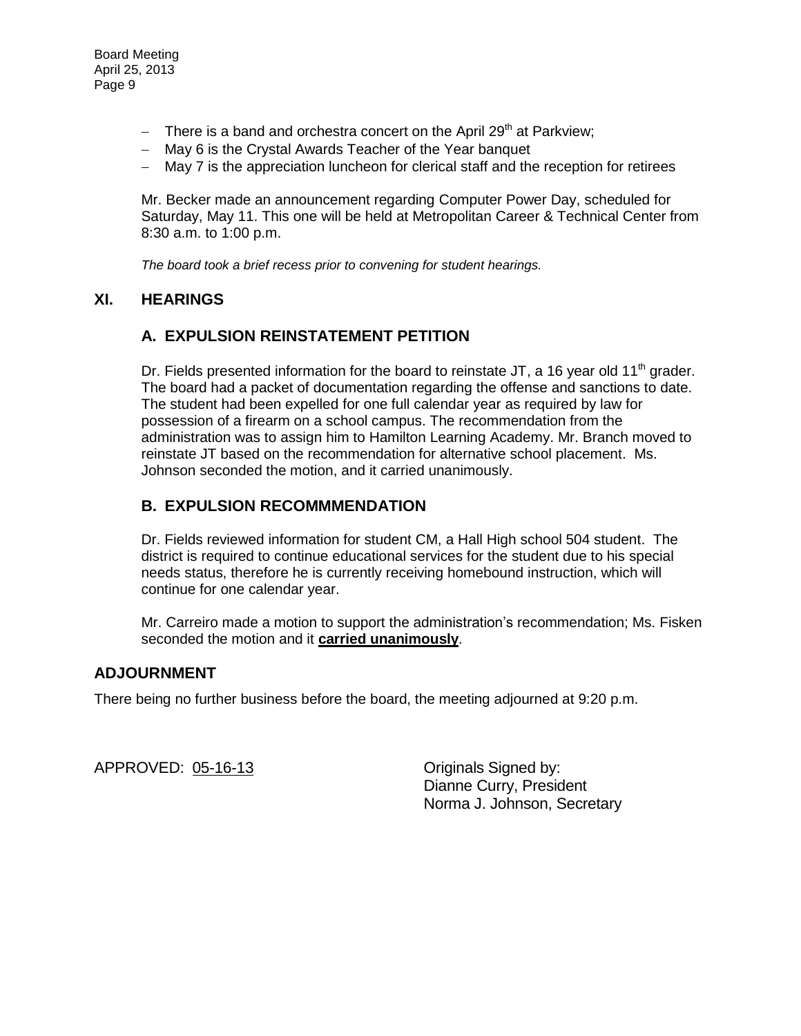- There is a band and orchestra concert on the April 29th at Parkview;
- May 6 is the Crystal Awards Teacher of the Year banquet
- May 7 is the appreciation luncheon for clerical staff and the reception for retirees

Mr. Becker made an announcement regarding Computer Power Day, scheduled for Saturday, May 11. This one will be held at Metropolitan Career & Technical Center from 8:30 a.m. to 1:00 p.m.

*The board took a brief recess prior to convening for student hearings.*

## XI. HEARINGS

### A. EXPULSION REINSTATEMENT PETITION

Dr. Fields presented information for the board to reinstate JT, a 16 year old 11th grader. The board had a packet of documentation regarding the offense and sanctions to date. The student had been expelled for one full calendar year as required by law for possession of a firearm on a school campus. The recommendation from the administration was to assign him to Hamilton Learning Academy. Mr. Branch moved to reinstate JT based on the recommendation for alternative school placement. Ms. Johnson seconded the motion, and it carried unanimously.

### B. EXPULSION RECOMMMENDATION

Dr. Fields reviewed information for student CM, a Hall High school 504 student. The district is required to continue educational services for the student due to his special needs status, therefore he is currently receiving homebound instruction, which will continue for one calendar year.

Mr. Carreiro made a motion to support the administration's recommendation; Ms. Fisken seconded the motion and it **carried unanimously**.

## ADJOURNMENT

There being no further business before the board, the meeting adjourned at 9:20 p.m.

APPROVED: 05-16-13

Originals Signed by:
Dianne Curry, President
Norma J. Johnson, Secretary